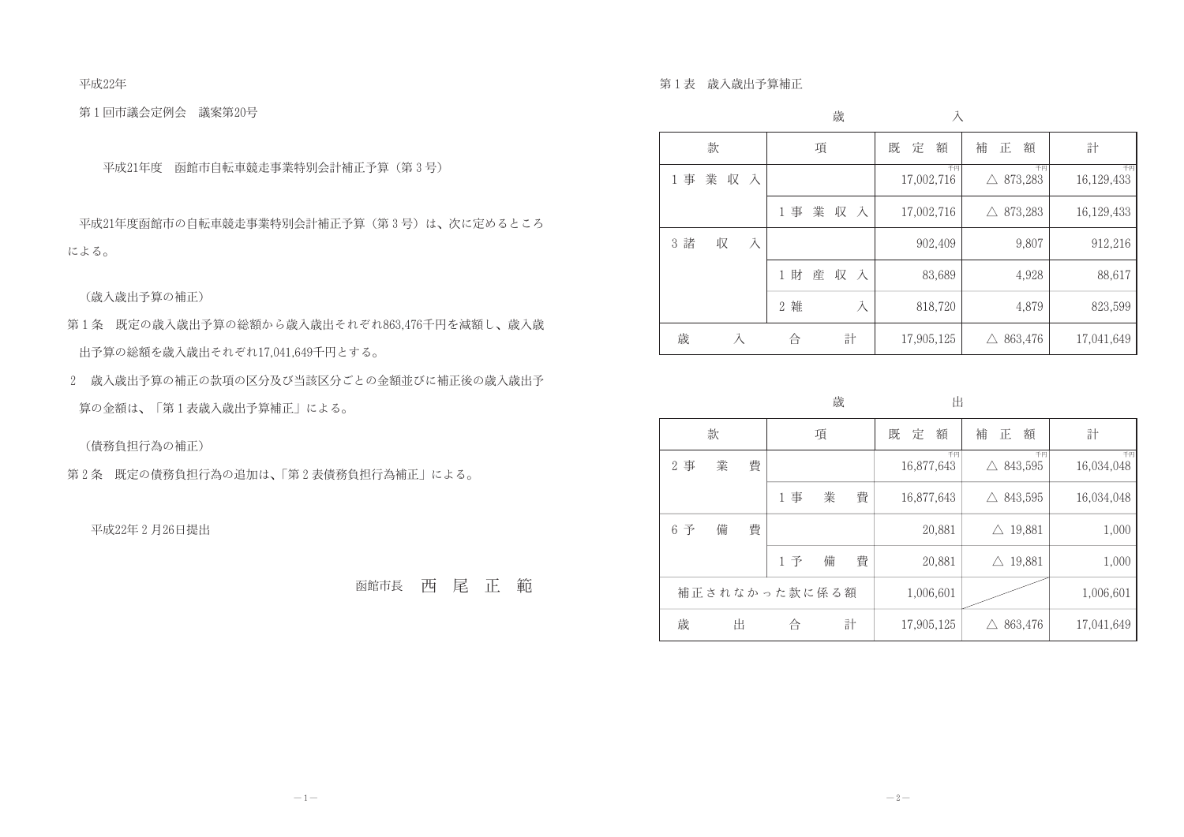平成22年

第１回市議会定例会　議案第20号

## 平成21年度　函館市自転車競走事業特別会計補正予算（第３号）

平成21年度函館市の自転車競走事業特別会計補正予算（第３号）は，次に定めるところによる。

（歳入歳出予算の補正）

第１条　既定の歳入歳出予算の総額から歳入歳出それぞれ863,476千円を減額し，歳入歳出予算の総額を歳入歳出それぞれ17,041,649千円とする。

２　歳入歳出予算の補正の款項の区分及び当該区分ごとの金額並びに補正後の歳入歳出予算の金額は，「第１表歳入歳出予算補正」による。

（債務負担行為の補正）

第２条　既定の債務負担行為の追加は，「第２表債務負担行為補正」による。

平成22年２月26日提出

函館市長　西　尾　正　範

第１表　歳入歳出予算補正

歳　入

| 款 | 項 | 既定額 | 補正額 | 計 |
|---|---|---|---|---|
| 1 事業収入 | | 千円 17,002,716 | 千円 △ 873,283 | 千円 16,129,433 |
| | 1 事業収入 | 17,002,716 | △ 873,283 | 16,129,433 |
| 3 諸収入 | | 902,409 | 9,807 | 912,216 |
| | 1 財産収入 | 83,689 | 4,928 | 88,617 |
| | 2 雑入 | 818,720 | 4,879 | 823,599 |
| 歳入合計 | | 17,905,125 | △ 863,476 | 17,041,649 |

歳　出

| 款 | 項 | 既定額 | 補正額 | 計 |
|---|---|---|---|---|
| 2 事業費 | | 千円 16,877,643 | 千円 △ 843,595 | 千円 16,034,048 |
| | 1 事業費 | 16,877,643 | △ 843,595 | 16,034,048 |
| 6 予備費 | | 20,881 | △ 19,881 | 1,000 |
| | 1 予備費 | 20,881 | △ 19,881 | 1,000 |
| 補正されなかった款に係る額 | | 1,006,601 | | 1,006,601 |
| 歳出合計 | | 17,905,125 | △ 863,476 | 17,041,649 |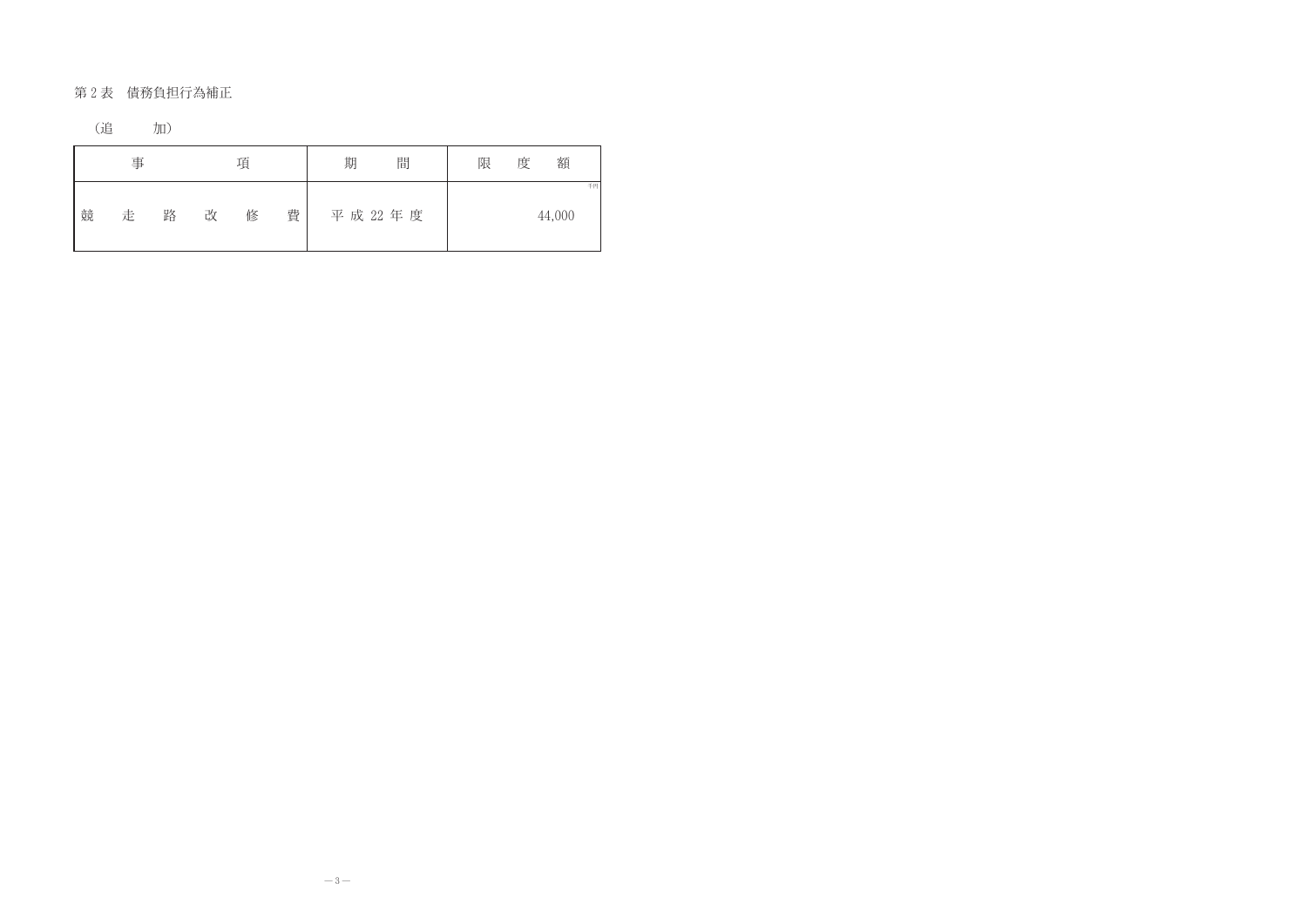第２表　債務負担行為補正

（追　　加）

| 事項 | 期間 | 限度額 |
| --- | --- | --- |
| 競走路改修費 | 平成22年度 | 千円<br>44,000 |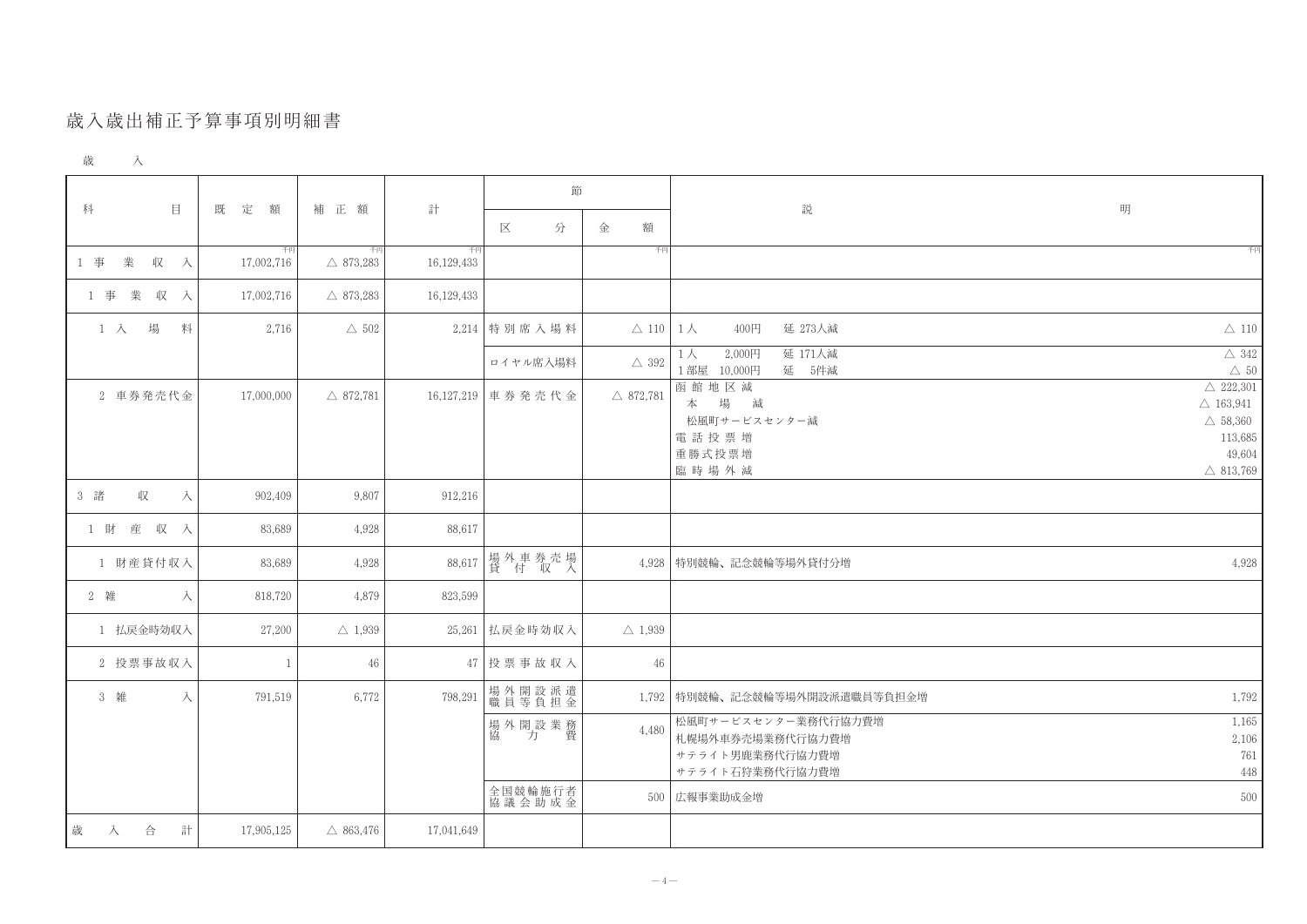# 歳入歳出補正予算事項別明細書

歳　入

| 科目 | 既定額 | 補正額 | 計 | 節 区分 | 節 金額 | 説明 | |
|---|---|---|---|---|---|---|---|
| | 千円 | 千円 | 千円 | | 千円 | | 千円 |
| 1 事業収入 | 17,002,716 | △ 873,283 | 16,129,433 | | | | |
| 1 事業収入 | 17,002,716 | △ 873,283 | 16,129,433 | | | | |
| 1 入場料 | 2,716 | △ 502 | 2,214 | 特別席入場料 | △ 110 | 1人　400円　延 273人減 | △ 110 |
| | | | | ロイヤル席入場料 | △ 392 | 1人　2,000円　延 171人減 | △ 342 |
| | | | | | | 1部屋　10,000円　延　5件減 | △ 50 |
| 2 車券発売代金 | 17,000,000 | △ 872,781 | 16,127,219 | 車券発売代金 | △ 872,781 | 函館地区減 | △ 222,301 |
| | | | | | | 本　場　減 | △ 163,941 |
| | | | | | | 松風町サービスセンター減 | △ 58,360 |
| | | | | | | 電話投票増 | 113,685 |
| | | | | | | 重勝式投票増 | 49,604 |
| | | | | | | 臨時場外減 | △ 813,769 |
| 3 諸収入 | 902,409 | 9,807 | 912,216 | | | | |
| 1 財産収入 | 83,689 | 4,928 | 88,617 | | | | |
| 1 財産貸付収入 | 83,689 | 4,928 | 88,617 | 場外車券売場貸付収入 | 4,928 | 特別競輪、記念競輪等場外貸付分増 | 4,928 |
| 2 雑入 | 818,720 | 4,879 | 823,599 | | | | |
| 1 払戻金時効収入 | 27,200 | △ 1,939 | 25,261 | 払戻金時効収入 | △ 1,939 | | |
| 2 投票事故収入 | 1 | 46 | 47 | 投票事故収入 | 46 | | |
| 3 雑入 | 791,519 | 6,772 | 798,291 | 場外開設派遣職員等負担金 | 1,792 | 特別競輪、記念競輪等場外開設派遣職員等負担金増 | 1,792 |
| | | | | 場外開設業務協力費 | 4,480 | 松風町サービスセンター業務代行協力費増 | 1,165 |
| | | | | | | 札幌場外車券売場業務代行協力費増 | 2,106 |
| | | | | | | サテライト男鹿業務代行協力費増 | 761 |
| | | | | | | サテライト石狩業務代行協力費増 | 448 |
| | | | | 全国競輪施行者協議会助成金 | 500 | 広報事業助成金増 | 500 |
| 歳入合計 | 17,905,125 | △ 863,476 | 17,041,649 | | | | |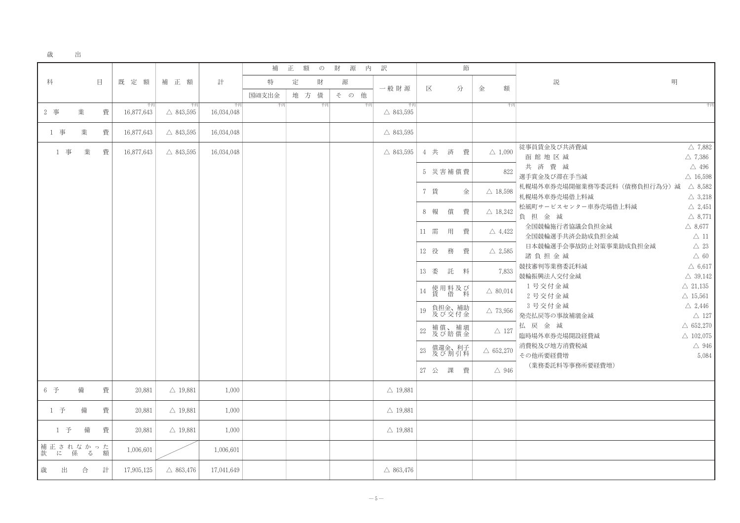歳　　出

| 科目 | 既定額 | 補正額 | 計 | 補正額の財源内訳 | | | | 節 | | 説明 | |
|---|---|---|---|---|---|---|---|---|---|---|---|
| | | | | 特定財源 | | | 一般財源 | 区分 | 金額 | | |
| | | | | 国庫支出金 | 地方債 | その他 | | | | | |
| | 千円 | 千円 | 千円 | 千円 | 千円 | 千円 | 千円 | | 千円 | | 千円 |
| 2 事業費 | 16,877,643 | △ 843,595 | 16,034,048 | | | | △ 843,595 | | | | |
| 1 事業費 | 16,877,643 | △ 843,595 | 16,034,048 | | | | △ 843,595 | | | | |
| 1 事業費 | 16,877,643 | △ 843,595 | 16,034,048 | | | | △ 843,595 | 4 共済費 | △ 1,090 | 従事員賃金及び共済費減 | △ 7,882 |
| | | | | | | | | | | 函館地区減 | △ 7,386 |
| | | | | | | | | 5 災害補償費 | 822 | 共済費減 | △ 496 |
| | | | | | | | | | | 選手賞金及び滞在手当減 | △ 16,598 |
| | | | | | | | | 7 賃金 | △ 18,598 | 札幌場外車券売場開催業務等委託料（債務負担行為分）減 | △ 8,582 |
| | | | | | | | | | | 札幌場外車券売場借上料減 | △ 3,218 |
| | | | | | | | | 8 報償費 | △ 18,242 | 松風町サービスセンター車券売場借上料減 | △ 2,451 |
| | | | | | | | | | | 負担金減 | △ 8,771 |
| | | | | | | | | 11 需用費 | △ 4,422 | 全国競輪施行者協議会負担金減 | △ 8,677 |
| | | | | | | | | | | 全国競輪選手共済会助成負担金減 | △ 11 |
| | | | | | | | | 12 役務費 | △ 2,585 | 日本競輪選手会事故防止対策事業助成負担金減 | △ 23 |
| | | | | | | | | | | 諸負担金減 | △ 60 |
| | | | | | | | | 13 委託料 | 7,833 | 競技審判等業務委託料減 | △ 6,617 |
| | | | | | | | | | | 競輪振興法人交付金減 | △ 39,142 |
| | | | | | | | | 14 使用料及び賃借料 | △ 80,014 | 1号交付金減 | △ 21,135 |
| | | | | | | | | | | 2号交付金減 | △ 15,561 |
| | | | | | | | | 19 負担金、補助及び交付金 | △ 73,956 | 3号交付金減 | △ 2,446 |
| | | | | | | | | | | 発売払戻等の事故補塡金減 | △ 127 |
| | | | | | | | | 22 補償、補塡及び賠償金 | △ 127 | 払戻金減 | △ 652,270 |
| | | | | | | | | | | 臨時場外車券売場開設経費減 | △ 102,075 |
| | | | | | | | | 23 償還金、利子及び割引料 | △ 652,270 | 消費税及び地方消費税減 | △ 946 |
| | | | | | | | | | | その他所要経費増 | 5,084 |
| | | | | | | | | 27 公課費 | △ 946 | （業務委託料等事務所要経費増） | |
| 6 予備費 | 20,881 | △ 19,881 | 1,000 | | | | △ 19,881 | | | | |
| 1 予備費 | 20,881 | △ 19,881 | 1,000 | | | | △ 19,881 | | | | |
| 1 予備費 | 20,881 | △ 19,881 | 1,000 | | | | △ 19,881 | | | | |
| 補正されなかった款に係る額 | 1,006,601 | | 1,006,601 | | | | | | | | |
| 歳出合計 | 17,905,125 | △ 863,476 | 17,041,649 | | | | △ 863,476 | | | | |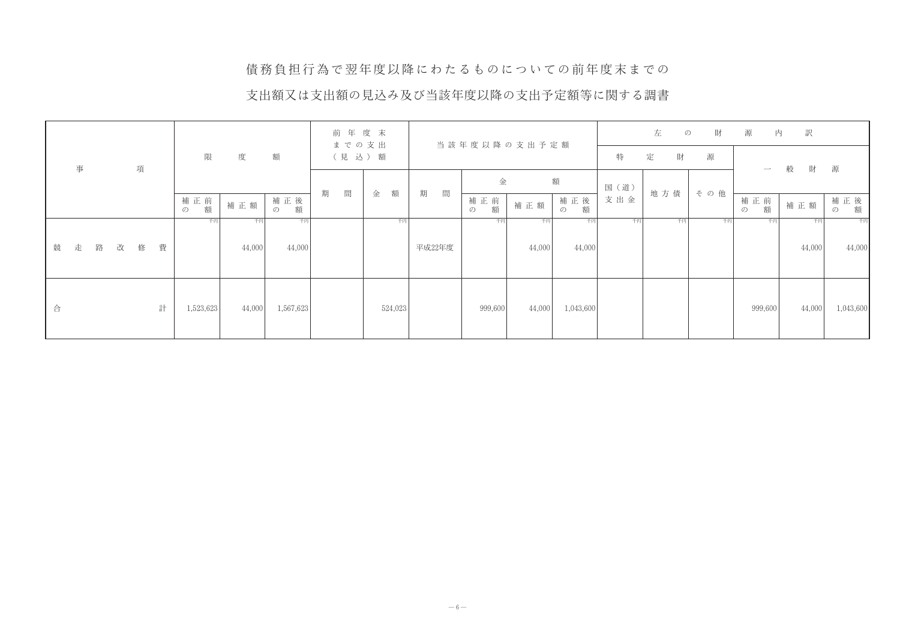# 債務負担行為で翌年度以降にわたるものについての前年度末までの支出額又は支出額の見込み及び当該年度以降の支出予定額等に関する調書

| 事項 | 限度額 | | | 前年度末までの支出（見込）額 | | 当該年度以降の支出予定額 | | | | 左の財源内訳 | | | | | |
|---|---|---|---|---|---|---|---|---|---|---|---|---|---|---|---|
| | | | | | | | 金額 | | | 特定財源 | | | 一般財源 | | |
| | 補正前の額 | 補正額 | 補正後の額 | 期間 | 金額 | 期間 | 補正前の額 | 補正額 | 補正後の額 | 国（道）支出金 | 地方債 | その他 | 補正前の額 | 補正額 | 補正後の額 |
| | 千円 | 千円 | 千円 | | 千円 | | 千円 | 千円 | 千円 | 千円 | 千円 | 千円 | 千円 | 千円 | 千円 |
| 競走路改修費 | | 44,000 | 44,000 | | | 平成22年度 | | 44,000 | 44,000 | | | | | 44,000 | 44,000 |
| 合計 | 1,523,623 | 44,000 | 1,567,623 | | 524,023 | | 999,600 | 44,000 | 1,043,600 | | | | 999,600 | 44,000 | 1,043,600 |